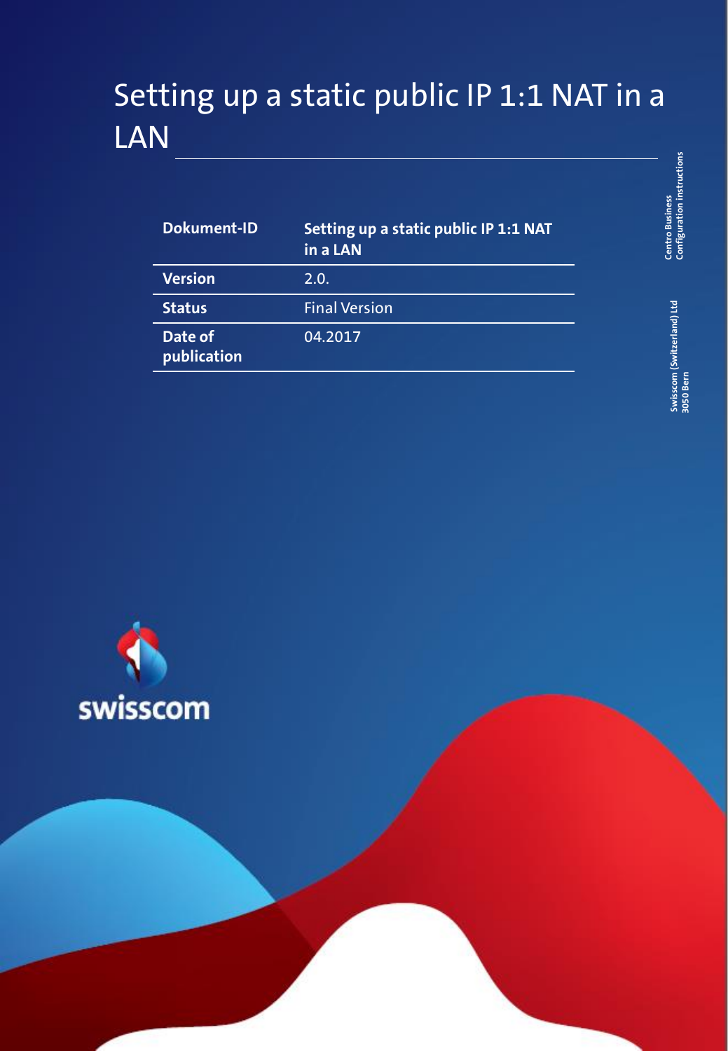# Setting up a static public IP 1:1 NAT in a LAN

| Dokument-ID | Setting up a static public IP 1:1 NAT in a LAN |
| --- | --- |
| Version | 2.0. |
| Status | Final Version |
| Date of publication | 04.2017 |

Centro Business
Configuration instructions

Swisscom (Switzerland) Ltd
3050 Bern

swisscom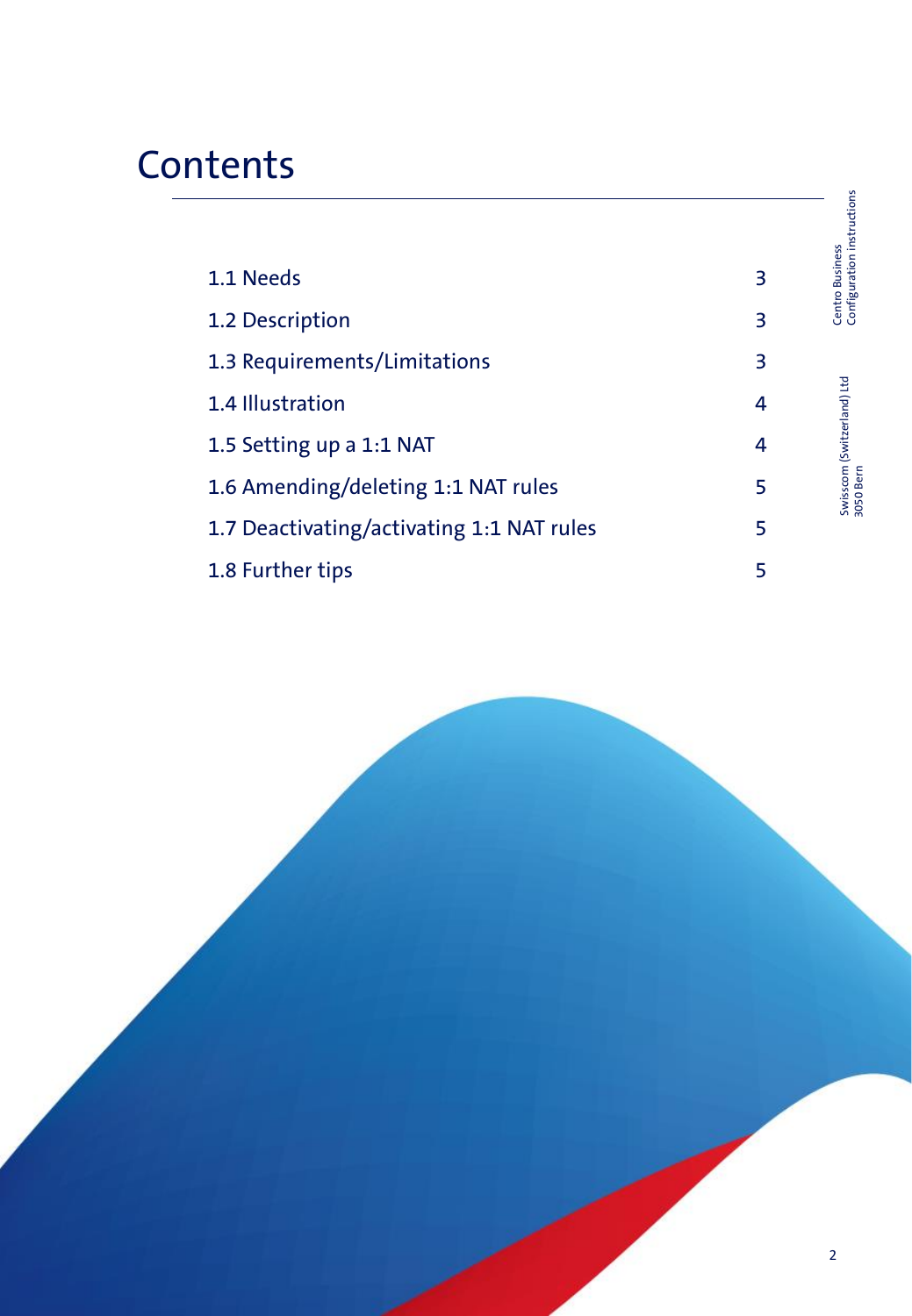# Contents

| | |
|---|---|
| 1.1 Needs | 3 |
| 1.2 Description | 3 |
| 1.3 Requirements/Limitations | 3 |
| 1.4 Illustration | 4 |
| 1.5 Setting up a 1:1 NAT | 4 |
| 1.6 Amending/deleting 1:1 NAT rules | 5 |
| 1.7 Deactivating/activating 1:1 NAT rules | 5 |
| 1.8 Further tips | 5 |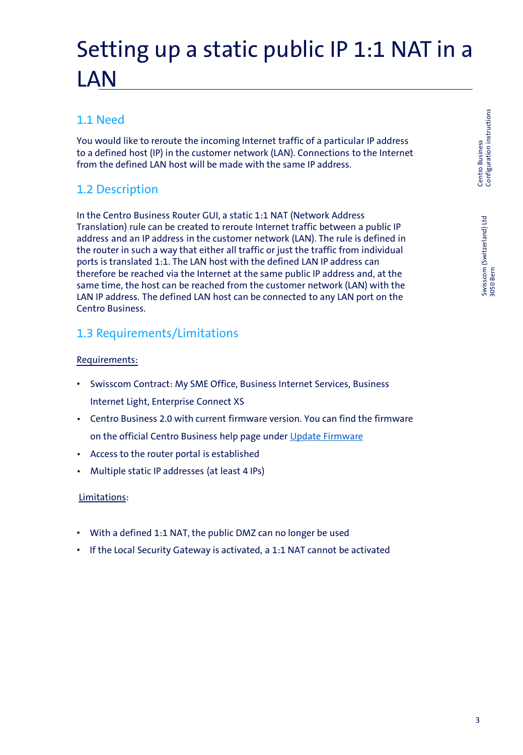# Setting up a static public IP 1:1 NAT in a LAN

## 1.1 Need

You would like to reroute the incoming Internet traffic of a particular IP address to a defined host (IP) in the customer network (LAN). Connections to the Internet from the defined LAN host will be made with the same IP address.

## 1.2 Description

In the Centro Business Router GUI, a static 1:1 NAT (Network Address Translation) rule can be created to reroute Internet traffic between a public IP address and an IP address in the customer network (LAN). The rule is defined in the router in such a way that either all traffic or just the traffic from individual ports is translated 1:1. The LAN host with the defined LAN IP address can therefore be reached via the Internet at the same public IP address and, at the same time, the host can be reached from the customer network (LAN) with the LAN IP address. The defined LAN host can be connected to any LAN port on the Centro Business.

## 1.3 Requirements/Limitations

Requirements:

- Swisscom Contract: My SME Office, Business Internet Services, Business Internet Light, Enterprise Connect XS
- Centro Business 2.0 with current firmware version. You can find the firmware on the official Centro Business help page under [Update Firmware]
- Access to the router portal is established
- Multiple static IP addresses (at least 4 IPs)

Limitations:

- With a defined 1:1 NAT, the public DMZ can no longer be used
- If the Local Security Gateway is activated, a 1:1 NAT cannot be activated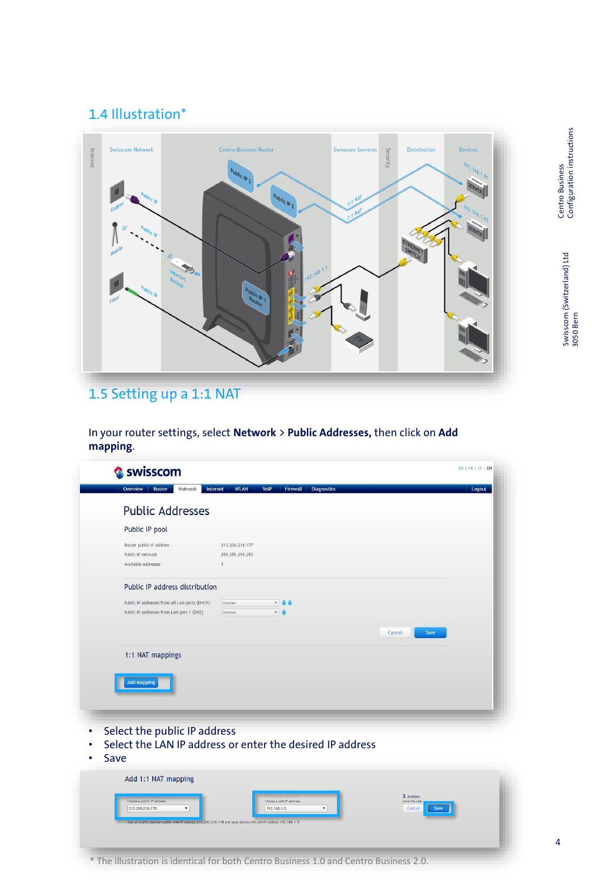## 1.4 Illustration*

## 1.5 Setting up a 1:1 NAT

In your router settings, select **Network** > **Public Addresses,** then click on **Add mapping**.

- Select the public IP address
- Select the LAN IP address or enter the desired IP address
- Save

\* The illustration is identical for both Centro Business 1.0 and Centro Business 2.0.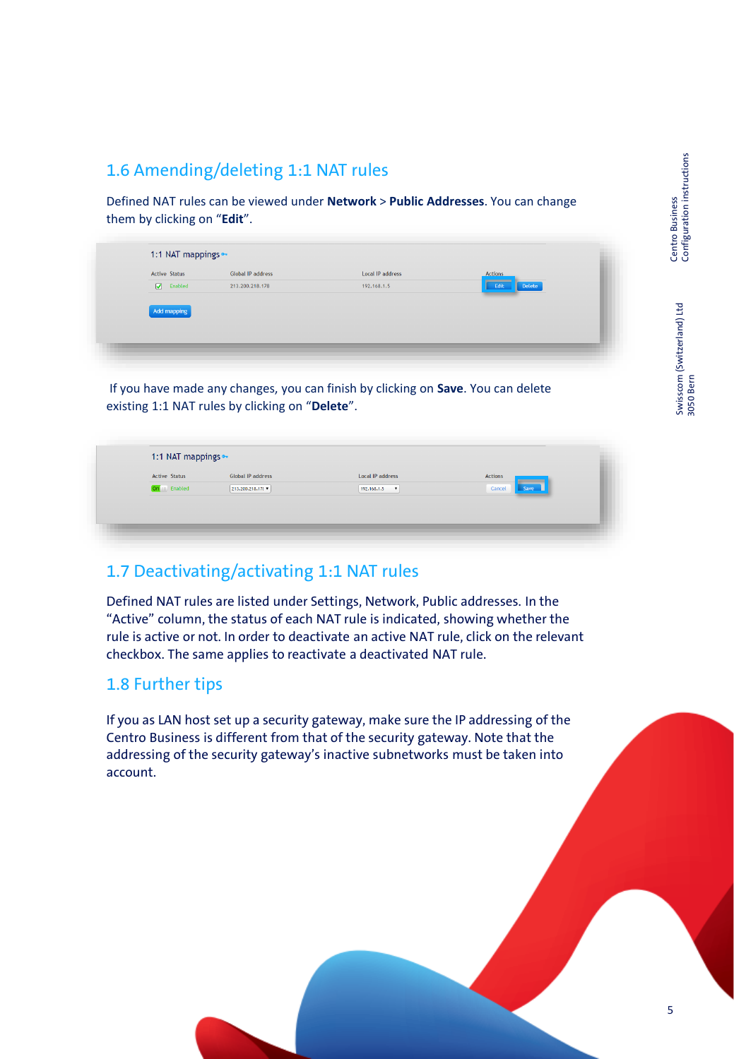## 1.6 Amending/deleting 1:1 NAT rules

Defined NAT rules can be viewed under **Network** > **Public Addresses**. You can change them by clicking on “**Edit**”.

If you have made any changes, you can finish by clicking on **Save**. You can delete existing 1:1 NAT rules by clicking on “**Delete**”.

## 1.7 Deactivating/activating 1:1 NAT rules

Defined NAT rules are listed under Settings, Network, Public addresses. In the “Active” column, the status of each NAT rule is indicated, showing whether the rule is active or not. In order to deactivate an active NAT rule, click on the relevant checkbox. The same applies to reactivate a deactivated NAT rule.

## 1.8 Further tips

If you as LAN host set up a security gateway, make sure the IP addressing of the Centro Business is different from that of the security gateway. Note that the addressing of the security gateway’s inactive subnetworks must be taken into account.